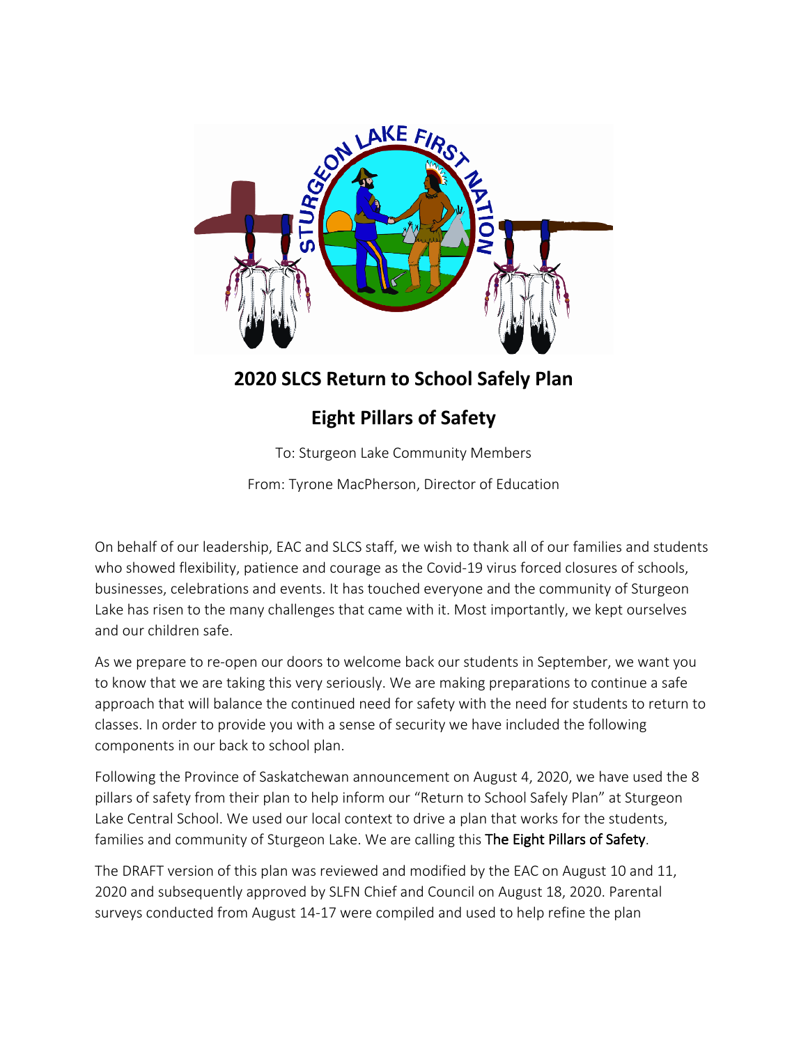# 2020 SLCS Return to School Safely Plan

## Eight Pillars of Safety

To: Sturgeon Lake Community Members

From: Tyrone MacPherson, Director of Education

On behalf of our leadership, EAC and SLCS staff, we wish to thank all of our families and students who showed flexibility, patience and courage as the Covid-19 virus forced closures of schools, businesses, celebrations and events. It has touched everyone and the community of Sturgeon Lake has risen to the many challenges that came with it. Most importantly, we kept ourselves and our children safe.

As we prepare to re-open our doors to welcome back our students in September, we want you to know that we are taking this very seriously. We are making preparations to continue a safe approach that will balance the continued need for safety with the need for students to return to classes. In order to provide you with a sense of security we have included the following components in our back to school plan.

Following the Province of Saskatchewan announcement on August 4, 2020, we have used the 8 pillars of safety from their plan to help inform our "Return to School Safely Plan" at Sturgeon Lake Central School. We used our local context to drive a plan that works for the students, families and community of Sturgeon Lake. We are calling this The Eight Pillars of Safety.

The DRAFT version of this plan was reviewed and modified by the EAC on August 10 and 11, 2020 and subsequently approved by SLFN Chief and Council on August 18, 2020. Parental surveys conducted from August 14-17 were compiled and used to help refine the plan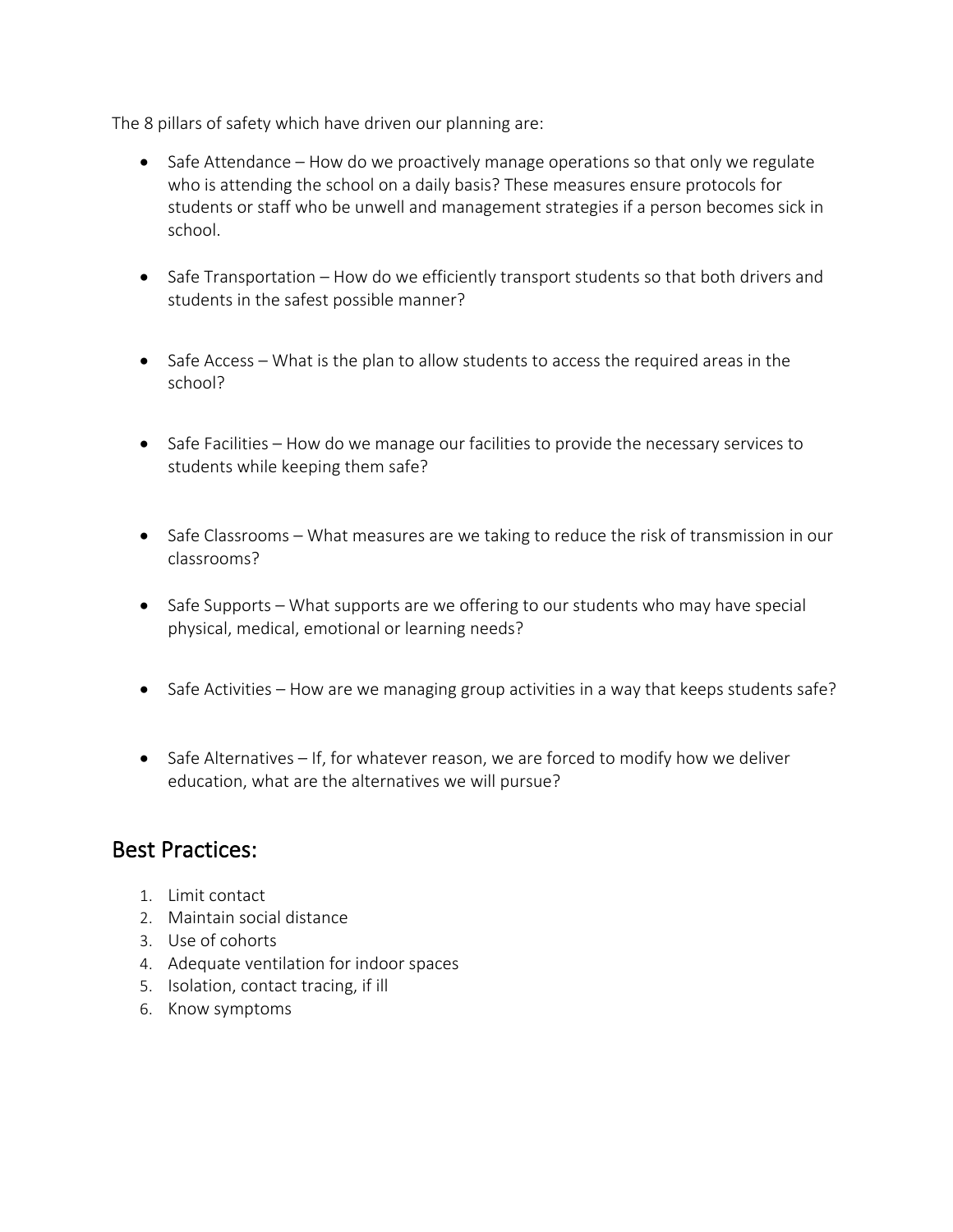The 8 pillars of safety which have driven our planning are:

- Safe Attendance – How do we proactively manage operations so that only we regulate who is attending the school on a daily basis? These measures ensure protocols for students or staff who be unwell and management strategies if a person becomes sick in school.

- Safe Transportation – How do we efficiently transport students so that both drivers and students in the safest possible manner?

- Safe Access – What is the plan to allow students to access the required areas in the school?

- Safe Facilities – How do we manage our facilities to provide the necessary services to students while keeping them safe?

- Safe Classrooms – What measures are we taking to reduce the risk of transmission in our classrooms?

- Safe Supports – What supports are we offering to our students who may have special physical, medical, emotional or learning needs?

- Safe Activities – How are we managing group activities in a way that keeps students safe?

- Safe Alternatives – If, for whatever reason, we are forced to modify how we deliver education, what are the alternatives we will pursue?

## Best Practices:

1. Limit contact
2. Maintain social distance
3. Use of cohorts
4. Adequate ventilation for indoor spaces
5. Isolation, contact tracing, if ill
6. Know symptoms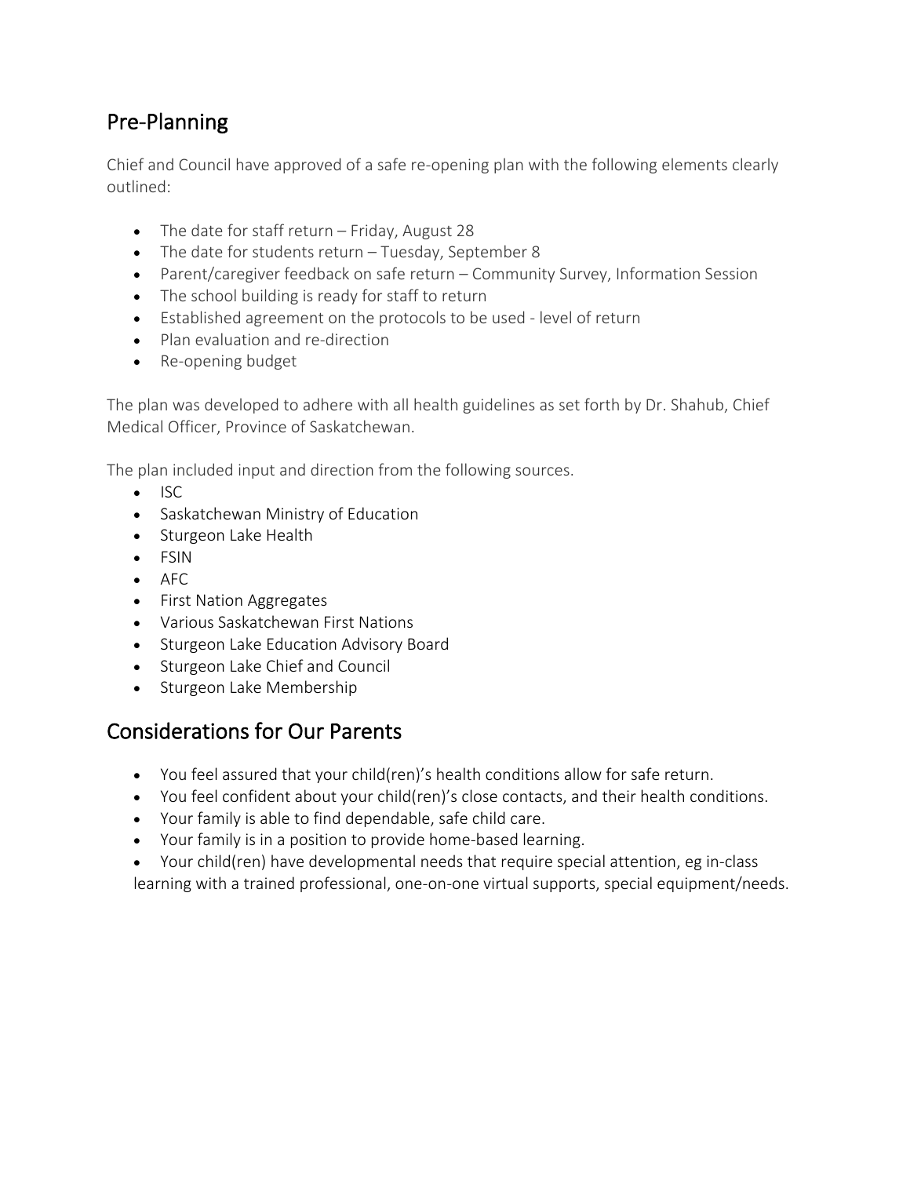## Pre-Planning

Chief and Council have approved of a safe re-opening plan with the following elements clearly outlined:

- The date for staff return – Friday, August 28
- The date for students return – Tuesday, September 8
- Parent/caregiver feedback on safe return – Community Survey, Information Session
- The school building is ready for staff to return
- Established agreement on the protocols to be used - level of return
- Plan evaluation and re-direction
- Re-opening budget

The plan was developed to adhere with all health guidelines as set forth by Dr. Shahub, Chief Medical Officer, Province of Saskatchewan.

The plan included input and direction from the following sources.

- ISC
- Saskatchewan Ministry of Education
- Sturgeon Lake Health
- FSIN
- AFC
- First Nation Aggregates
- Various Saskatchewan First Nations
- Sturgeon Lake Education Advisory Board
- Sturgeon Lake Chief and Council
- Sturgeon Lake Membership

## Considerations for Our Parents

- You feel assured that your child(ren)'s health conditions allow for safe return.
- You feel confident about your child(ren)'s close contacts, and their health conditions.
- Your family is able to find dependable, safe child care.
- Your family is in a position to provide home-based learning.
- Your child(ren) have developmental needs that require special attention, eg in-class learning with a trained professional, one-on-one virtual supports, special equipment/needs.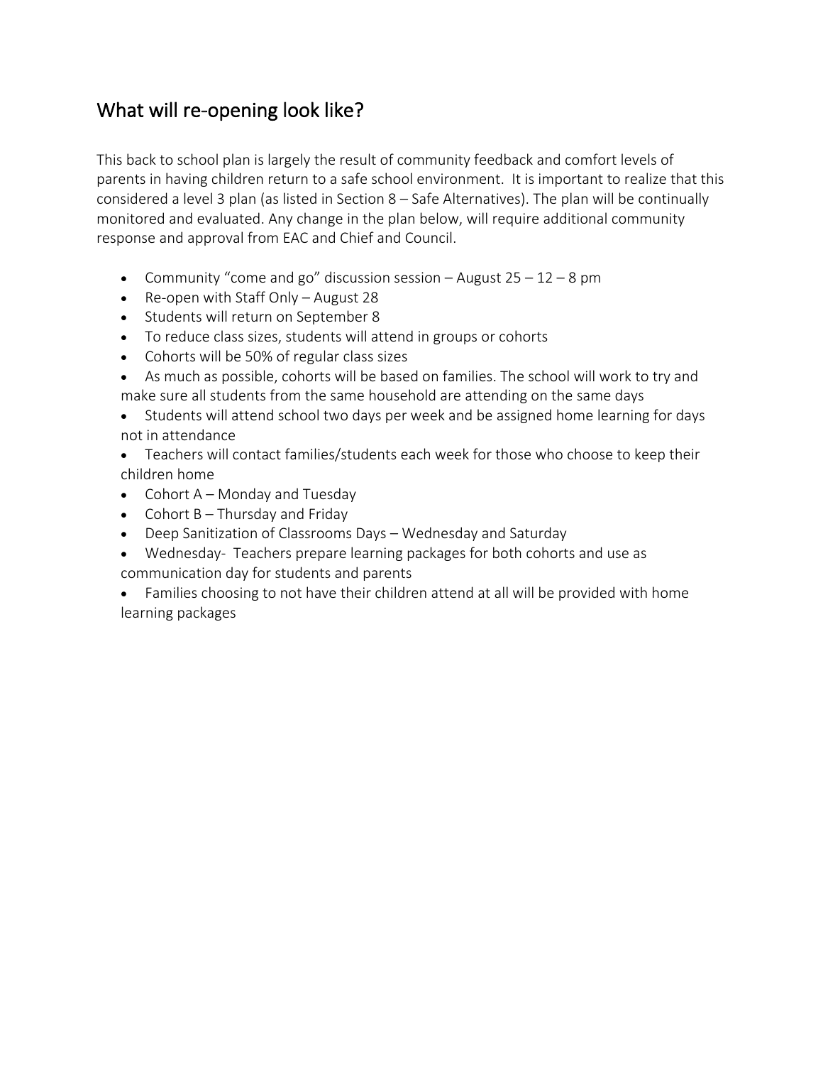## What will re-opening look like?

This back to school plan is largely the result of community feedback and comfort levels of parents in having children return to a safe school environment. It is important to realize that this considered a level 3 plan (as listed in Section 8 – Safe Alternatives). The plan will be continually monitored and evaluated. Any change in the plan below, will require additional community response and approval from EAC and Chief and Council.

- Community "come and go" discussion session – August 25 – 12 – 8 pm
- Re-open with Staff Only – August 28
- Students will return on September 8
- To reduce class sizes, students will attend in groups or cohorts
- Cohorts will be 50% of regular class sizes
- As much as possible, cohorts will be based on families. The school will work to try and make sure all students from the same household are attending on the same days
- Students will attend school two days per week and be assigned home learning for days not in attendance
- Teachers will contact families/students each week for those who choose to keep their children home
- Cohort A – Monday and Tuesday
- Cohort B – Thursday and Friday
- Deep Sanitization of Classrooms Days – Wednesday and Saturday
- Wednesday- Teachers prepare learning packages for both cohorts and use as communication day for students and parents
- Families choosing to not have their children attend at all will be provided with home learning packages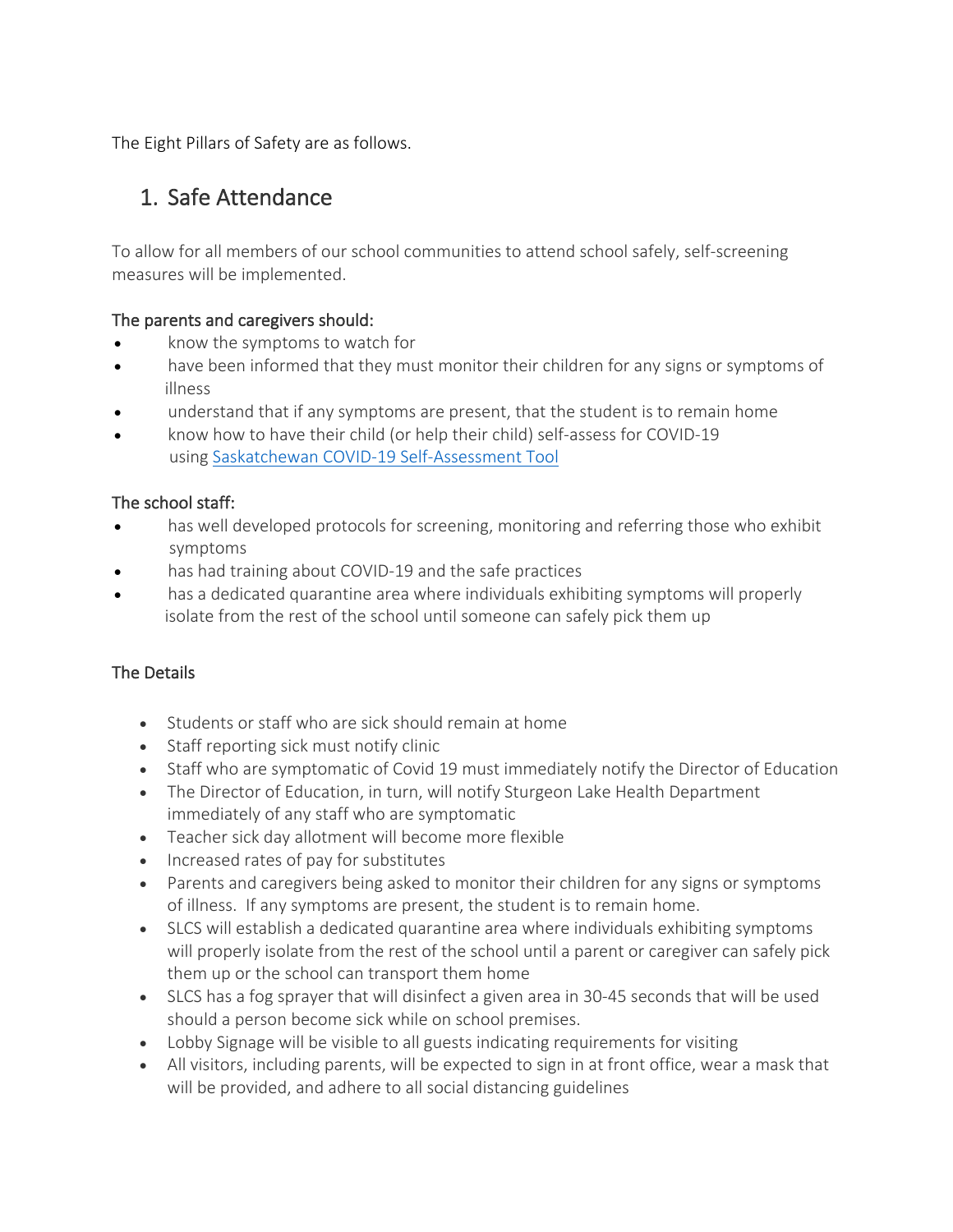The Eight Pillars of Safety are as follows.

## 1. Safe Attendance

To allow for all members of our school communities to attend school safely, self-screening measures will be implemented.

### The parents and caregivers should:

- know the symptoms to watch for
- have been informed that they must monitor their children for any signs or symptoms of illness
- understand that if any symptoms are present, that the student is to remain home
- know how to have their child (or help their child) self-assess for COVID-19 using Saskatchewan COVID-19 Self-Assessment Tool

### The school staff:

- has well developed protocols for screening, monitoring and referring those who exhibit symptoms
- has had training about COVID-19 and the safe practices
- has a dedicated quarantine area where individuals exhibiting symptoms will properly isolate from the rest of the school until someone can safely pick them up

### The Details

- Students or staff who are sick should remain at home
- Staff reporting sick must notify clinic
- Staff who are symptomatic of Covid 19 must immediately notify the Director of Education
- The Director of Education, in turn, will notify Sturgeon Lake Health Department immediately of any staff who are symptomatic
- Teacher sick day allotment will become more flexible
- Increased rates of pay for substitutes
- Parents and caregivers being asked to monitor their children for any signs or symptoms of illness. If any symptoms are present, the student is to remain home.
- SLCS will establish a dedicated quarantine area where individuals exhibiting symptoms will properly isolate from the rest of the school until a parent or caregiver can safely pick them up or the school can transport them home
- SLCS has a fog sprayer that will disinfect a given area in 30-45 seconds that will be used should a person become sick while on school premises.
- Lobby Signage will be visible to all guests indicating requirements for visiting
- All visitors, including parents, will be expected to sign in at front office, wear a mask that will be provided, and adhere to all social distancing guidelines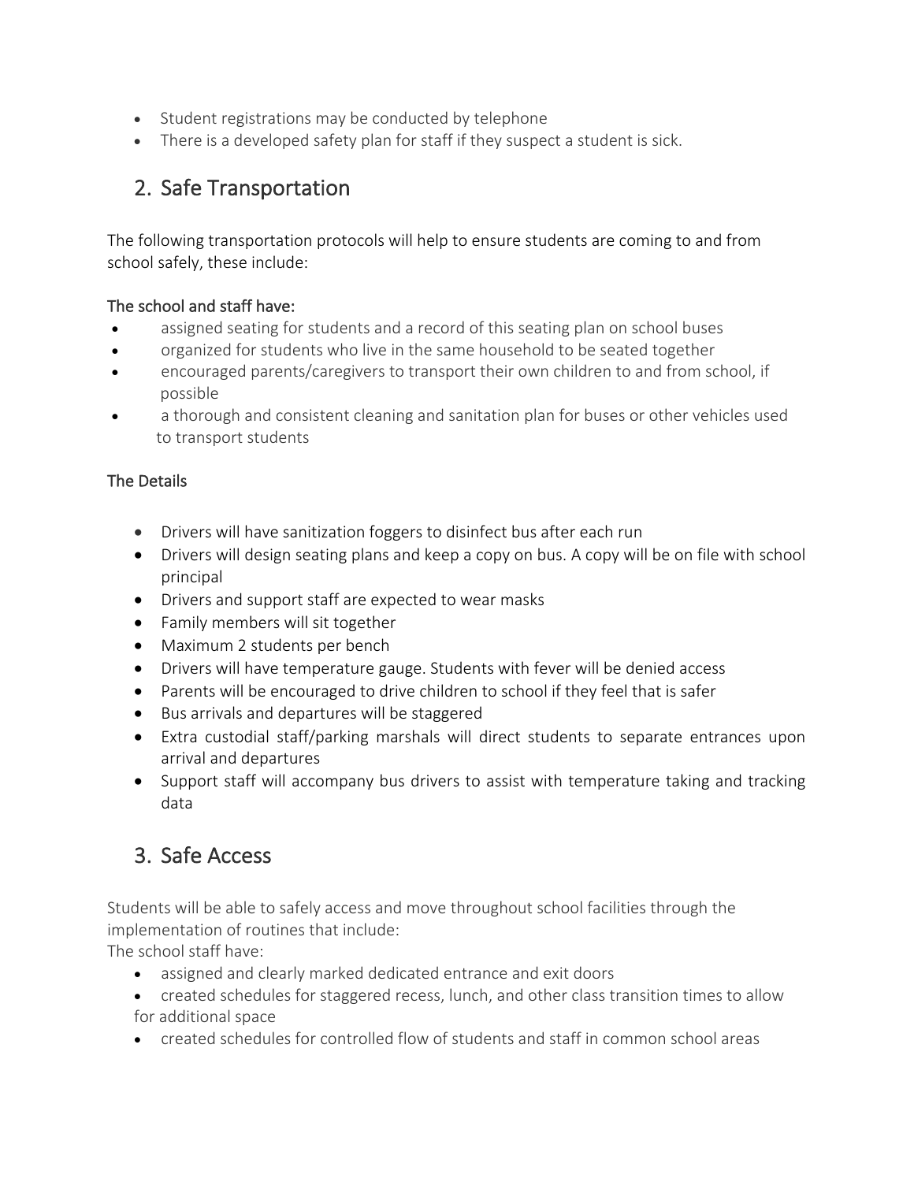- Student registrations may be conducted by telephone
- There is a developed safety plan for staff if they suspect a student is sick.

## 2. Safe Transportation

The following transportation protocols will help to ensure students are coming to and from school safely, these include:

The school and staff have:

- assigned seating for students and a record of this seating plan on school buses
- organized for students who live in the same household to be seated together
- encouraged parents/caregivers to transport their own children to and from school, if possible
- a thorough and consistent cleaning and sanitation plan for buses or other vehicles used to transport students

The Details

- Drivers will have sanitization foggers to disinfect bus after each run
- Drivers will design seating plans and keep a copy on bus. A copy will be on file with school principal
- Drivers and support staff are expected to wear masks
- Family members will sit together
- Maximum 2 students per bench
- Drivers will have temperature gauge. Students with fever will be denied access
- Parents will be encouraged to drive children to school if they feel that is safer
- Bus arrivals and departures will be staggered
- Extra custodial staff/parking marshals will direct students to separate entrances upon arrival and departures
- Support staff will accompany bus drivers to assist with temperature taking and tracking data

## 3. Safe Access

Students will be able to safely access and move throughout school facilities through the implementation of routines that include:

The school staff have:

- assigned and clearly marked dedicated entrance and exit doors
- created schedules for staggered recess, lunch, and other class transition times to allow for additional space
- created schedules for controlled flow of students and staff in common school areas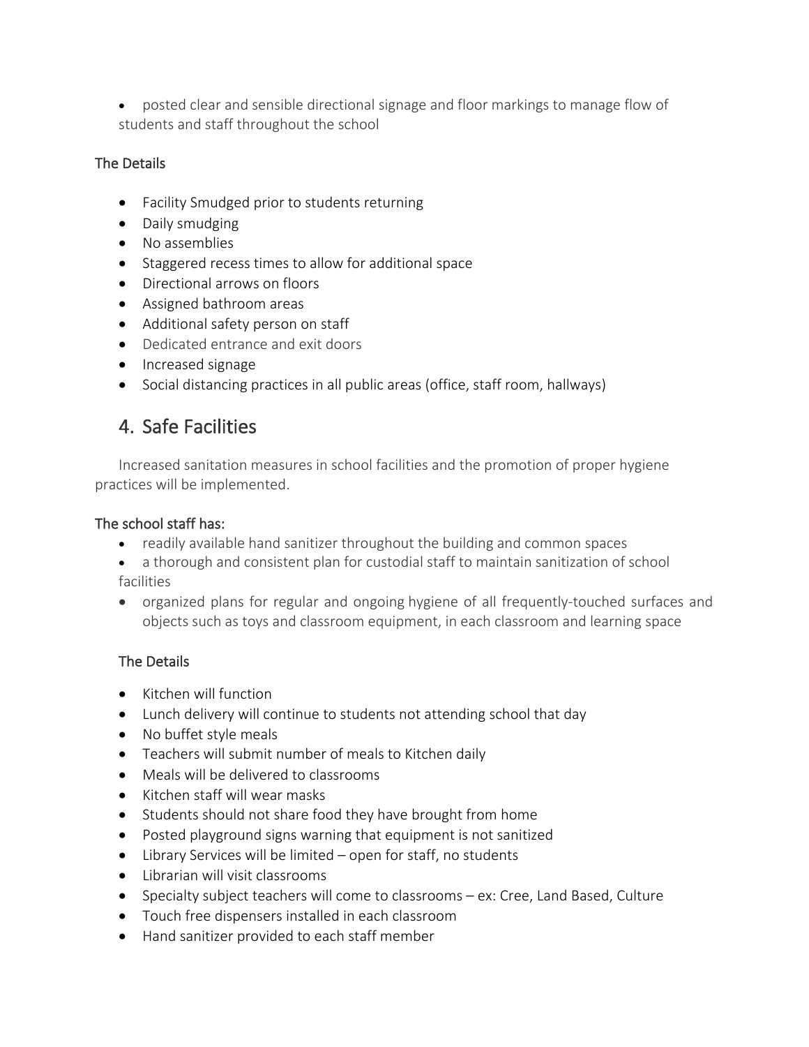- posted clear and sensible directional signage and floor markings to manage flow of students and staff throughout the school

The Details

- Facility Smudged prior to students returning
- Daily smudging
- No assemblies
- Staggered recess times to allow for additional space
- Directional arrows on floors
- Assigned bathroom areas
- Additional safety person on staff
- Dedicated entrance and exit doors
- Increased signage
- Social distancing practices in all public areas (office, staff room, hallways)

## 4. Safe Facilities

Increased sanitation measures in school facilities and the promotion of proper hygiene practices will be implemented.

The school staff has:

- readily available hand sanitizer throughout the building and common spaces
- a thorough and consistent plan for custodial staff to maintain sanitization of school facilities
- organized plans for regular and ongoing hygiene of all frequently-touched surfaces and objects such as toys and classroom equipment, in each classroom and learning space

The Details

- Kitchen will function
- Lunch delivery will continue to students not attending school that day
- No buffet style meals
- Teachers will submit number of meals to Kitchen daily
- Meals will be delivered to classrooms
- Kitchen staff will wear masks
- Students should not share food they have brought from home
- Posted playground signs warning that equipment is not sanitized
- Library Services will be limited – open for staff, no students
- Librarian will visit classrooms
- Specialty subject teachers will come to classrooms – ex: Cree, Land Based, Culture
- Touch free dispensers installed in each classroom
- Hand sanitizer provided to each staff member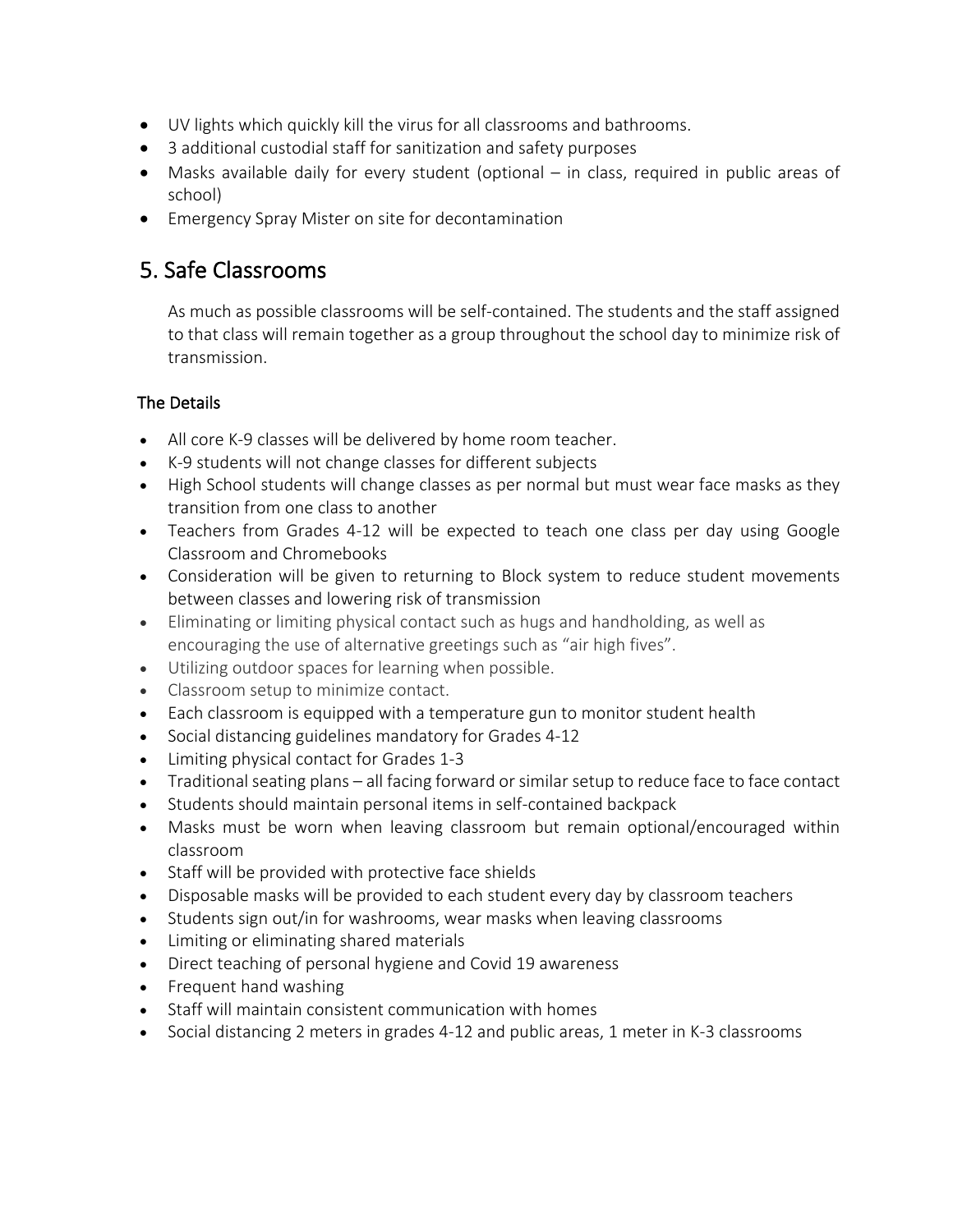- UV lights which quickly kill the virus for all classrooms and bathrooms.
- 3 additional custodial staff for sanitization and safety purposes
- Masks available daily for every student (optional – in class, required in public areas of school)
- Emergency Spray Mister on site for decontamination

## 5. Safe Classrooms

As much as possible classrooms will be self-contained. The students and the staff assigned to that class will remain together as a group throughout the school day to minimize risk of transmission.

### The Details

- All core K-9 classes will be delivered by home room teacher.
- K-9 students will not change classes for different subjects
- High School students will change classes as per normal but must wear face masks as they transition from one class to another
- Teachers from Grades 4-12 will be expected to teach one class per day using Google Classroom and Chromebooks
- Consideration will be given to returning to Block system to reduce student movements between classes and lowering risk of transmission
- Eliminating or limiting physical contact such as hugs and handholding, as well as encouraging the use of alternative greetings such as "air high fives".
- Utilizing outdoor spaces for learning when possible.
- Classroom setup to minimize contact.
- Each classroom is equipped with a temperature gun to monitor student health
- Social distancing guidelines mandatory for Grades 4-12
- Limiting physical contact for Grades 1-3
- Traditional seating plans – all facing forward or similar setup to reduce face to face contact
- Students should maintain personal items in self-contained backpack
- Masks must be worn when leaving classroom but remain optional/encouraged within classroom
- Staff will be provided with protective face shields
- Disposable masks will be provided to each student every day by classroom teachers
- Students sign out/in for washrooms, wear masks when leaving classrooms
- Limiting or eliminating shared materials
- Direct teaching of personal hygiene and Covid 19 awareness
- Frequent hand washing
- Staff will maintain consistent communication with homes
- Social distancing 2 meters in grades 4-12 and public areas, 1 meter in K-3 classrooms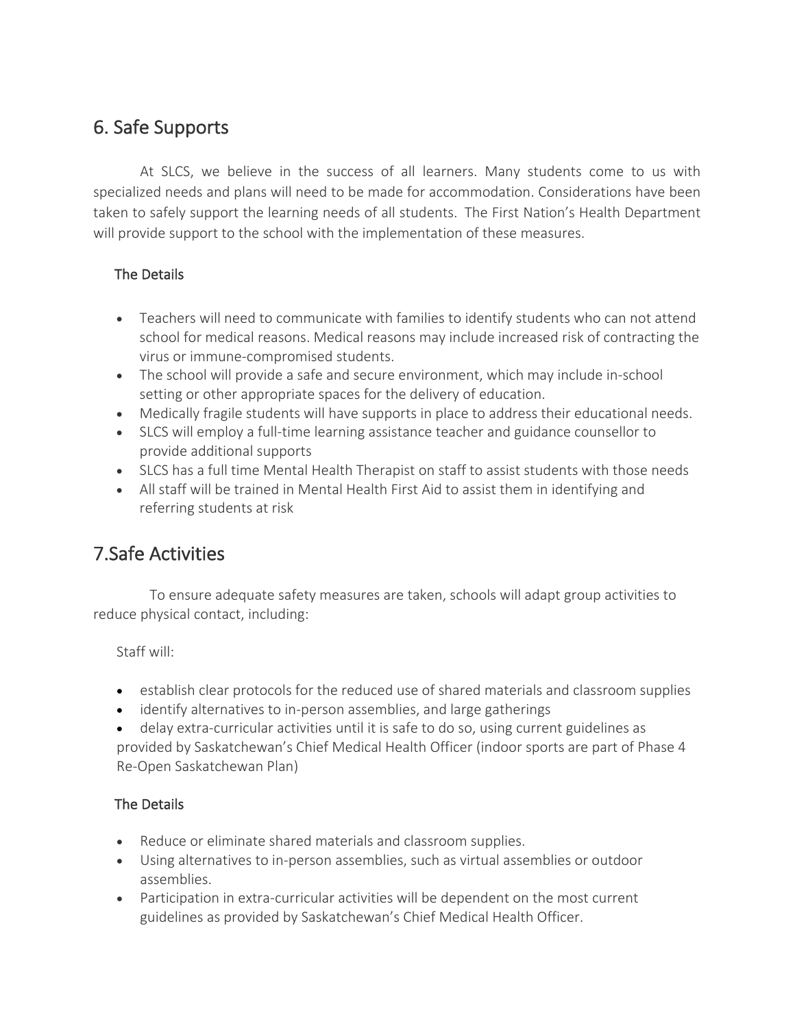## 6. Safe Supports

At SLCS, we believe in the success of all learners. Many students come to us with specialized needs and plans will need to be made for accommodation. Considerations have been taken to safely support the learning needs of all students. The First Nation's Health Department will provide support to the school with the implementation of these measures.

### The Details

- Teachers will need to communicate with families to identify students who can not attend school for medical reasons. Medical reasons may include increased risk of contracting the virus or immune-compromised students.
- The school will provide a safe and secure environment, which may include in-school setting or other appropriate spaces for the delivery of education.
- Medically fragile students will have supports in place to address their educational needs.
- SLCS will employ a full-time learning assistance teacher and guidance counsellor to provide additional supports
- SLCS has a full time Mental Health Therapist on staff to assist students with those needs
- All staff will be trained in Mental Health First Aid to assist them in identifying and referring students at risk

## 7.Safe Activities

To ensure adequate safety measures are taken, schools will adapt group activities to reduce physical contact, including:

Staff will:

- establish clear protocols for the reduced use of shared materials and classroom supplies
- identify alternatives to in-person assemblies, and large gatherings
- delay extra-curricular activities until it is safe to do so, using current guidelines as provided by Saskatchewan's Chief Medical Health Officer (indoor sports are part of Phase 4 Re-Open Saskatchewan Plan)

### The Details

- Reduce or eliminate shared materials and classroom supplies.
- Using alternatives to in-person assemblies, such as virtual assemblies or outdoor assemblies.
- Participation in extra-curricular activities will be dependent on the most current guidelines as provided by Saskatchewan's Chief Medical Health Officer.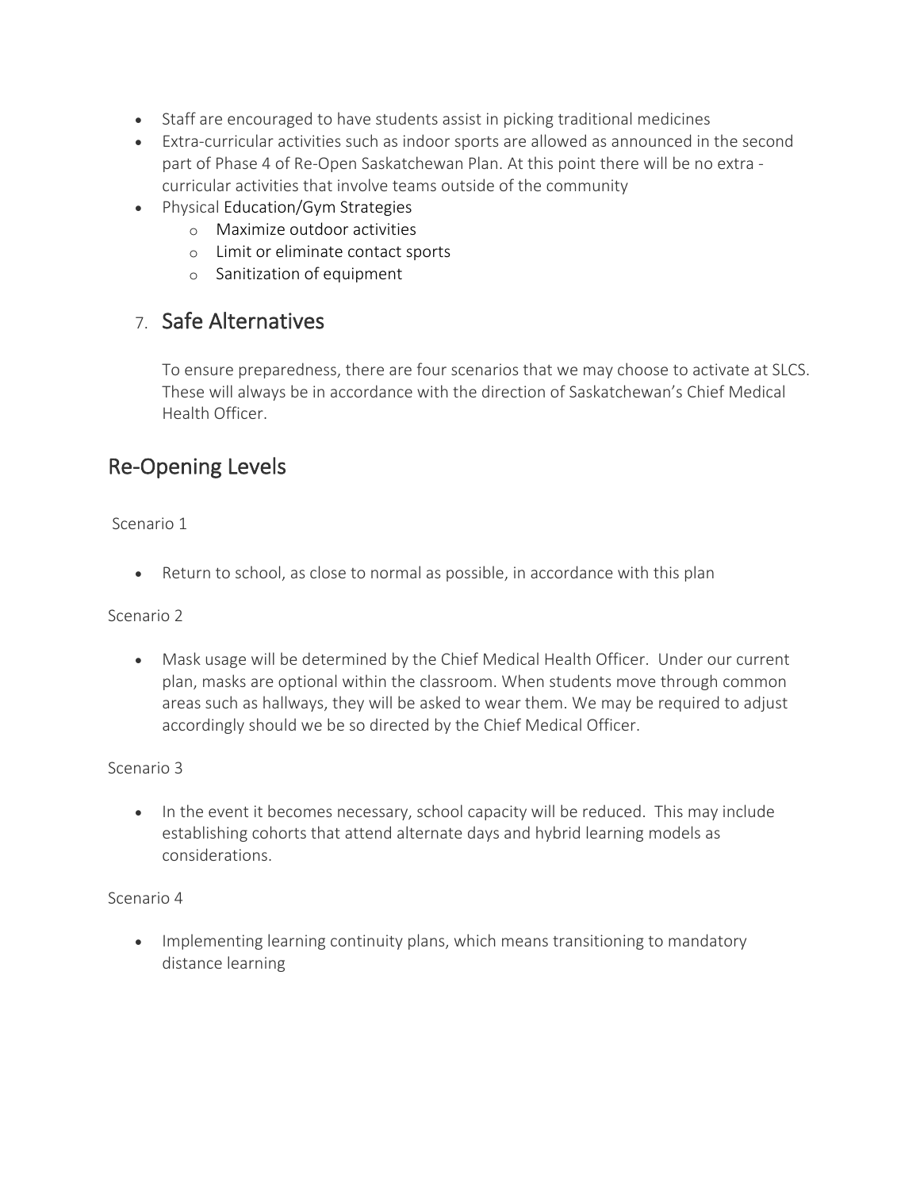- Staff are encouraged to have students assist in picking traditional medicines
- Extra-curricular activities such as indoor sports are allowed as announced in the second part of Phase 4 of Re-Open Saskatchewan Plan. At this point there will be no extra - curricular activities that involve teams outside of the community
- Physical Education/Gym Strategies
  - Maximize outdoor activities
  - Limit or eliminate contact sports
  - Sanitization of equipment

## 7. Safe Alternatives

To ensure preparedness, there are four scenarios that we may choose to activate at SLCS. These will always be in accordance with the direction of Saskatchewan's Chief Medical Health Officer.

## Re-Opening Levels

Scenario 1

- Return to school, as close to normal as possible, in accordance with this plan

Scenario 2

- Mask usage will be determined by the Chief Medical Health Officer. Under our current plan, masks are optional within the classroom. When students move through common areas such as hallways, they will be asked to wear them. We may be required to adjust accordingly should we be so directed by the Chief Medical Officer.

Scenario 3

- In the event it becomes necessary, school capacity will be reduced. This may include establishing cohorts that attend alternate days and hybrid learning models as considerations.

Scenario 4

- Implementing learning continuity plans, which means transitioning to mandatory distance learning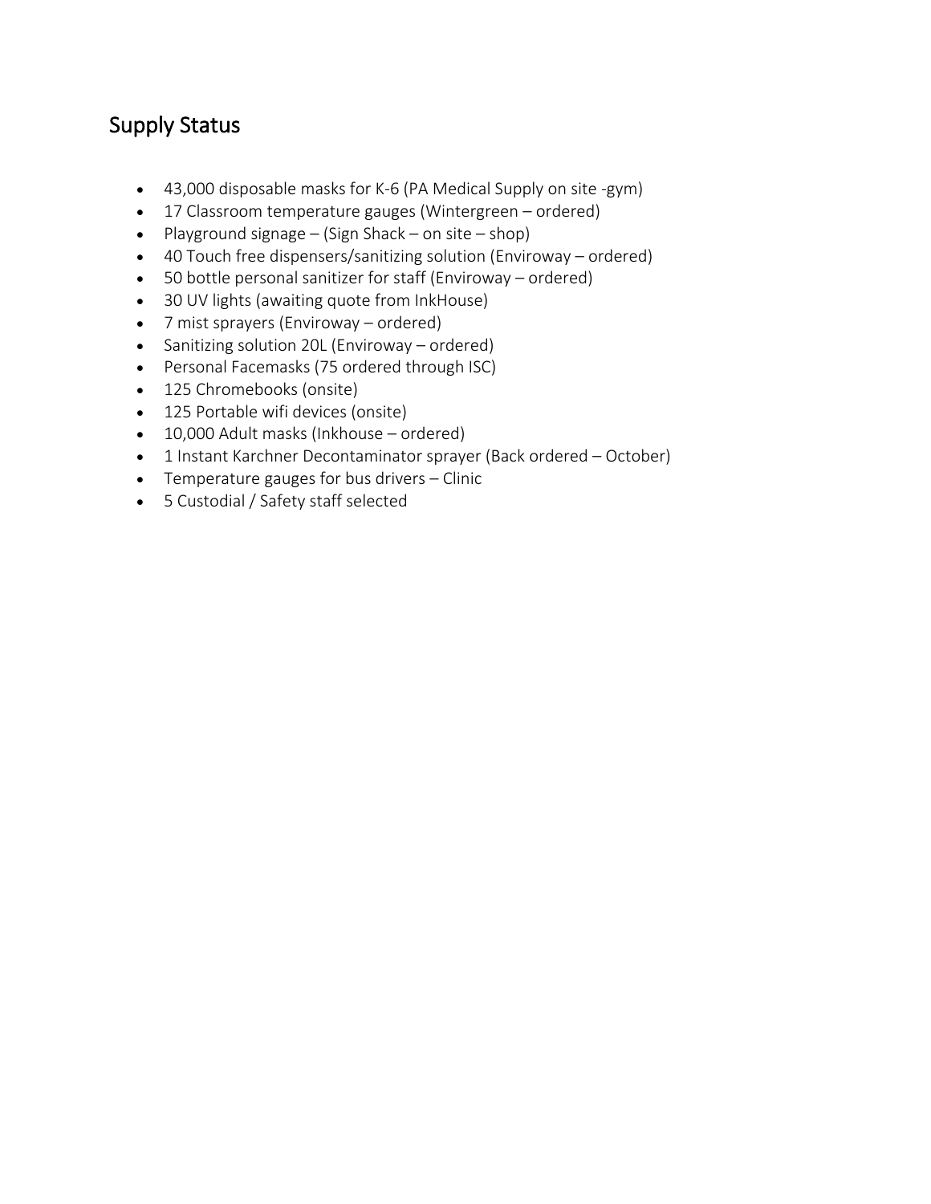## Supply Status

- 43,000 disposable masks for K-6 (PA Medical Supply on site -gym)
- 17 Classroom temperature gauges (Wintergreen – ordered)
- Playground signage – (Sign Shack – on site – shop)
- 40 Touch free dispensers/sanitizing solution (Enviroway – ordered)
- 50 bottle personal sanitizer for staff (Enviroway – ordered)
- 30 UV lights (awaiting quote from InkHouse)
- 7 mist sprayers (Enviroway – ordered)
- Sanitizing solution 20L (Enviroway – ordered)
- Personal Facemasks (75 ordered through ISC)
- 125 Chromebooks (onsite)
- 125 Portable wifi devices (onsite)
- 10,000 Adult masks (Inkhouse – ordered)
- 1 Instant Karchner Decontaminator sprayer (Back ordered – October)
- Temperature gauges for bus drivers – Clinic
- 5 Custodial / Safety staff selected